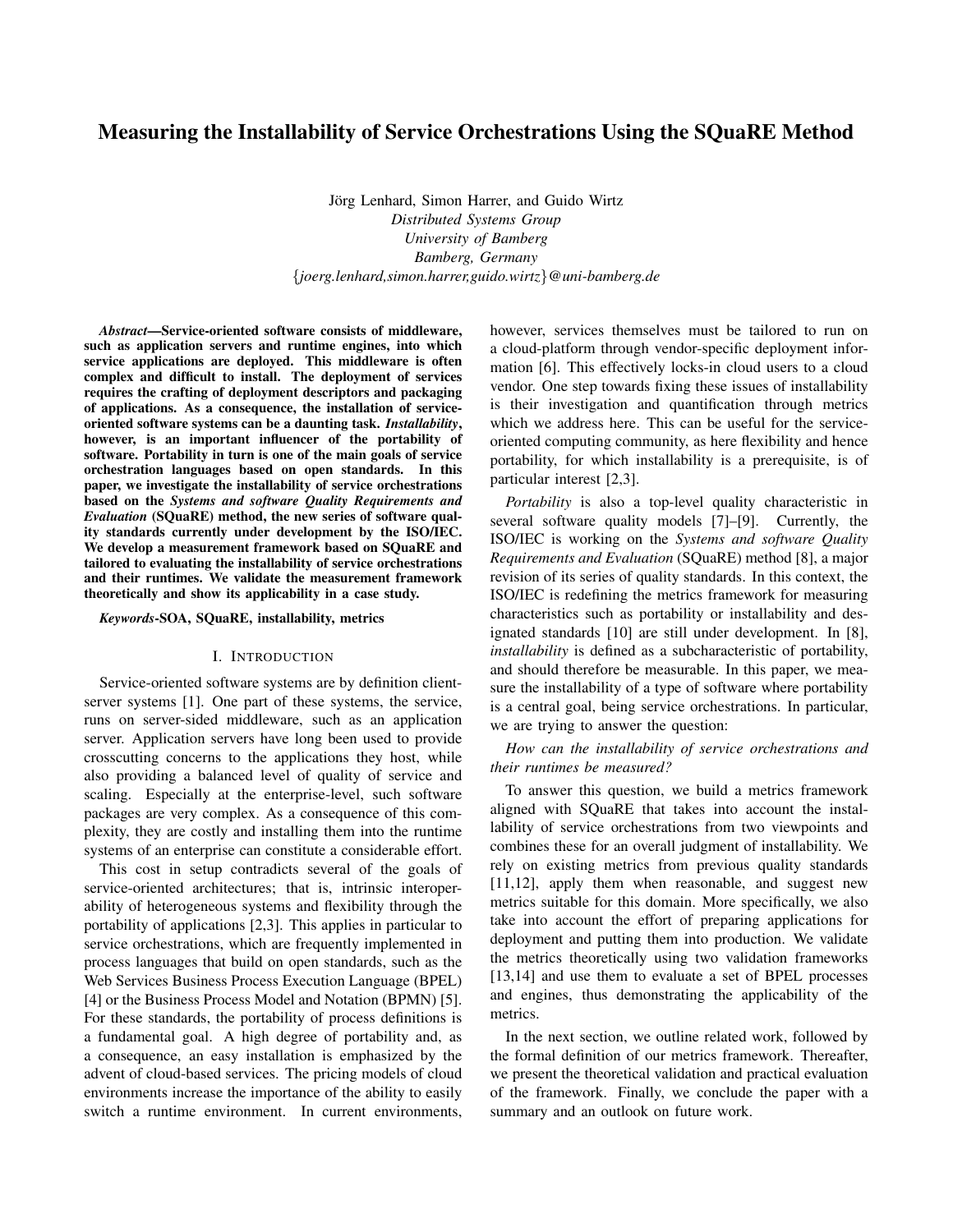# Measuring the Installability of Service Orchestrations Using the SQuaRE Method

Jörg Lenhard, Simon Harrer, and Guido Wirtz
*Distributed Systems Group*
*University of Bamberg*
*Bamberg, Germany*
*{joerg.lenhard,simon.harrer,guido.wirtz}@uni-bamberg.de*

***Abstract*—Service-oriented software consists of middleware, such as application servers and runtime engines, into which service applications are deployed. This middleware is often complex and difficult to install. The deployment of services requires the crafting of deployment descriptors and packaging of applications. As a consequence, the installation of service-oriented software systems can be a daunting task. *Installability*, however, is an important influencer of the portability of software. Portability in turn is one of the main goals of service orchestration languages based on open standards. In this paper, we investigate the installability of service orchestrations based on the *Systems and software Quality Requirements and Evaluation* (SQuaRE) method, the new series of software quality standards currently under development by the ISO/IEC. We develop a measurement framework based on SQuaRE and tailored to evaluating the installability of service orchestrations and their runtimes. We validate the measurement framework theoretically and show its applicability in a case study.**

***Keywords*-SOA, SQuaRE, installability, metrics**

## I. Introduction

Service-oriented software systems are by definition client-server systems [1]. One part of these systems, the service, runs on server-sided middleware, such as an application server. Application servers have long been used to provide crosscutting concerns to the applications they host, while also providing a balanced level of quality of service and scaling. Especially at the enterprise-level, such software packages are very complex. As a consequence of this complexity, they are costly and installing them into the runtime systems of an enterprise can constitute a considerable effort.

This cost in setup contradicts several of the goals of service-oriented architectures; that is, intrinsic interoperability of heterogeneous systems and flexibility through the portability of applications [2,3]. This applies in particular to service orchestrations, which are frequently implemented in process languages that build on open standards, such as the Web Services Business Process Execution Language (BPEL) [4] or the Business Process Model and Notation (BPMN) [5]. For these standards, the portability of process definitions is a fundamental goal. A high degree of portability and, as a consequence, an easy installation is emphasized by the advent of cloud-based services. The pricing models of cloud environments increase the importance of the ability to easily switch a runtime environment. In current environments, however, services themselves must be tailored to run on a cloud-platform through vendor-specific deployment information [6]. This effectively locks-in cloud users to a cloud vendor. One step towards fixing these issues of installability is their investigation and quantification through metrics which we address here. This can be useful for the service-oriented computing community, as here flexibility and hence portability, for which installability is a prerequisite, is of particular interest [2,3].

*Portability* is also a top-level quality characteristic in several software quality models [7]–[9]. Currently, the ISO/IEC is working on the *Systems and software Quality Requirements and Evaluation* (SQuaRE) method [8], a major revision of its series of quality standards. In this context, the ISO/IEC is redefining the metrics framework for measuring characteristics such as portability or installability and designated standards [10] are still under development. In [8], *installability* is defined as a subcharacteristic of portability, and should therefore be measurable. In this paper, we measure the installability of a type of software where portability is a central goal, being service orchestrations. In particular, we are trying to answer the question:

*How can the installability of service orchestrations and their runtimes be measured?*

To answer this question, we build a metrics framework aligned with SQuaRE that takes into account the installability of service orchestrations from two viewpoints and combines these for an overall judgment of installability. We rely on existing metrics from previous quality standards [11,12], apply them when reasonable, and suggest new metrics suitable for this domain. More specifically, we also take into account the effort of preparing applications for deployment and putting them into production. We validate the metrics theoretically using two validation frameworks [13,14] and use them to evaluate a set of BPEL processes and engines, thus demonstrating the applicability of the metrics.

In the next section, we outline related work, followed by the formal definition of our metrics framework. Thereafter, we present the theoretical validation and practical evaluation of the framework. Finally, we conclude the paper with a summary and an outlook on future work.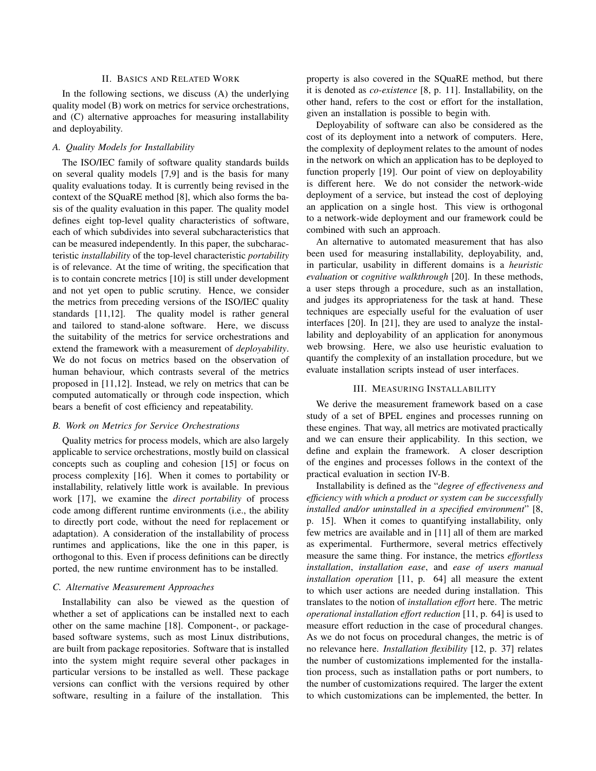## II. Basics and Related Work

In the following sections, we discuss (A) the underlying quality model (B) work on metrics for service orchestrations, and (C) alternative approaches for measuring installability and deployability.

### A. Quality Models for Installability

The ISO/IEC family of software quality standards builds on several quality models [7,9] and is the basis for many quality evaluations today. It is currently being revised in the context of the SQuaRE method [8], which also forms the basis of the quality evaluation in this paper. The quality model defines eight top-level quality characteristics of software, each of which subdivides into several subcharacteristics that can be measured independently. In this paper, the subcharacteristic *installability* of the top-level characteristic *portability* is of relevance. At the time of writing, the specification that is to contain concrete metrics [10] is still under development and not yet open to public scrutiny. Hence, we consider the metrics from preceding versions of the ISO/IEC quality standards [11,12]. The quality model is rather general and tailored to stand-alone software. Here, we discuss the suitability of the metrics for service orchestrations and extend the framework with a measurement of *deployability*. We do not focus on metrics based on the observation of human behaviour, which contrasts several of the metrics proposed in [11,12]. Instead, we rely on metrics that can be computed automatically or through code inspection, which bears a benefit of cost efficiency and repeatability.

### B. Work on Metrics for Service Orchestrations

Quality metrics for process models, which are also largely applicable to service orchestrations, mostly build on classical concepts such as coupling and cohesion [15] or focus on process complexity [16]. When it comes to portability or installability, relatively little work is available. In previous work [17], we examine the *direct portability* of process code among different runtime environments (i.e., the ability to directly port code, without the need for replacement or adaptation). A consideration of the installability of process runtimes and applications, like the one in this paper, is orthogonal to this. Even if process definitions can be directly ported, the new runtime environment has to be installed.

### C. Alternative Measurement Approaches

Installability can also be viewed as the question of whether a set of applications can be installed next to each other on the same machine [18]. Component-, or package-based software systems, such as most Linux distributions, are built from package repositories. Software that is installed into the system might require several other packages in particular versions to be installed as well. These package versions can conflict with the versions required by other software, resulting in a failure of the installation. This property is also covered in the SQuaRE method, but there it is denoted as *co-existence* [8, p. 11]. Installability, on the other hand, refers to the cost or effort for the installation, given an installation is possible to begin with.

Deployability of software can also be considered as the cost of its deployment into a network of computers. Here, the complexity of deployment relates to the amount of nodes in the network on which an application has to be deployed to function properly [19]. Our point of view on deployability is different here. We do not consider the network-wide deployment of a service, but instead the cost of deploying an application on a single host. This view is orthogonal to a network-wide deployment and our framework could be combined with such an approach.

An alternative to automated measurement that has also been used for measuring installability, deployability, and, in particular, usability in different domains is a *heuristic evaluation* or *cognitive walkthrough* [20]. In these methods, a user steps through a procedure, such as an installation, and judges its appropriateness for the task at hand. These techniques are especially useful for the evaluation of user interfaces [20]. In [21], they are used to analyze the installability and deployability of an application for anonymous web browsing. Here, we also use heuristic evaluation to quantify the complexity of an installation procedure, but we evaluate installation scripts instead of user interfaces.

## III. Measuring Installability

We derive the measurement framework based on a case study of a set of BPEL engines and processes running on these engines. That way, all metrics are motivated practically and we can ensure their applicability. In this section, we define and explain the framework. A closer description of the engines and processes follows in the context of the practical evaluation in section IV-B.

Installability is defined as the "*degree of effectiveness and efficiency with which a product or system can be successfully installed and/or uninstalled in a specified environment*" [8, p. 15]. When it comes to quantifying installability, only few metrics are available and in [11] all of them are marked as experimental. Furthermore, several metrics effectively measure the same thing. For instance, the metrics *effortless installation*, *installation ease*, and *ease of users manual installation operation* [11, p. 64] all measure the extent to which user actions are needed during installation. This translates to the notion of *installation effort* here. The metric *operational installation effort reduction* [11, p. 64] is used to measure effort reduction in the case of procedural changes. As we do not focus on procedural changes, the metric is of no relevance here. *Installation flexibility* [12, p. 37] relates the number of customizations implemented for the installation process, such as installation paths or port numbers, to the number of customizations required. The larger the extent to which customizations can be implemented, the better. In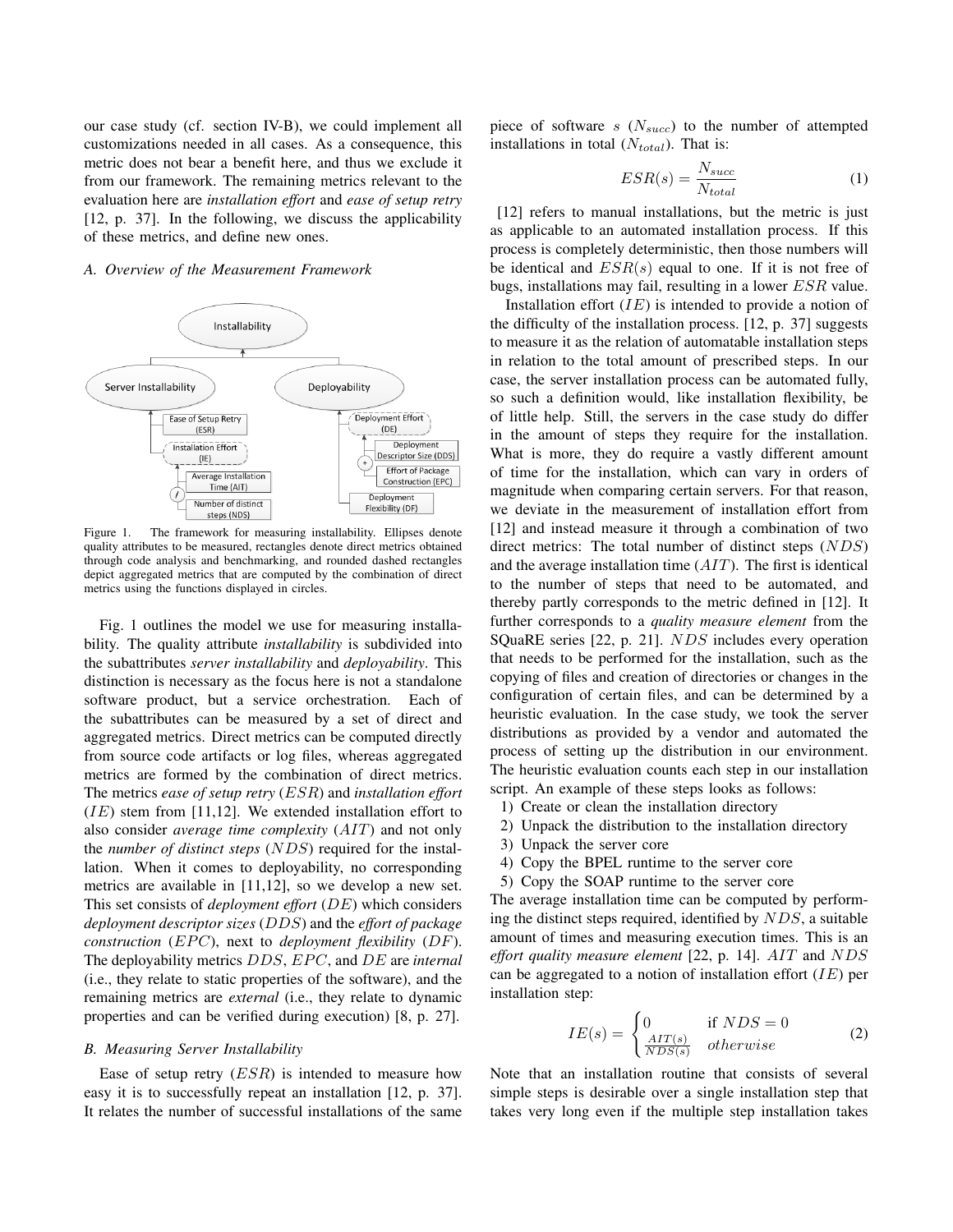our case study (cf. section IV-B), we could implement all customizations needed in all cases. As a consequence, this metric does not bear a benefit here, and thus we exclude it from our framework. The remaining metrics relevant to the evaluation here are *installation effort* and *ease of setup retry* [12, p. 37]. In the following, we discuss the applicability of these metrics, and define new ones.

### A. Overview of the Measurement Framework

Figure 1. The framework for measuring installability. Ellipses denote quality attributes to be measured, rectangles denote direct metrics obtained through code analysis and benchmarking, and rounded dashed rectangles depict aggregated metrics that are computed by the combination of direct metrics using the functions displayed in circles.

Fig. 1 outlines the model we use for measuring installability. The quality attribute *installability* is subdivided into the subattributes *server installability* and *deployability*. This distinction is necessary as the focus here is not a standalone software product, but a service orchestration. Each of the subattributes can be measured by a set of direct and aggregated metrics. Direct metrics can be computed directly from source code artifacts or log files, whereas aggregated metrics are formed by the combination of direct metrics. The metrics *ease of setup retry* ($ESR$) and *installation effort* ($IE$) stem from [11,12]. We extended installation effort to also consider *average time complexity* ($AIT$) and not only the *number of distinct steps* ($NDS$) required for the installation. When it comes to deployability, no corresponding metrics are available in [11,12], so we develop a new set. This set consists of *deployment effort* ($DE$) which considers *deployment descriptor sizes* ($DDS$) and the *effort of package construction* ($EPC$), next to *deployment flexibility* ($DF$). The deployability metrics $DDS$, $EPC$, and $DE$ are *internal* (i.e., they relate to static properties of the software), and the remaining metrics are *external* (i.e., they relate to dynamic properties and can be verified during execution) [8, p. 27].

### B. Measuring Server Installability

Ease of setup retry ($ESR$) is intended to measure how easy it is to successfully repeat an installation [12, p. 37]. It relates the number of successful installations of the same piece of software $s$ ($N_{succ}$) to the number of attempted installations in total ($N_{total}$). That is:

$$ESR(s) = \frac{N_{succ}}{N_{total}} \tag{1}$$

[12] refers to manual installations, but the metric is just as applicable to an automated installation process. If this process is completely deterministic, then those numbers will be identical and $ESR(s)$ equal to one. If it is not free of bugs, installations may fail, resulting in a lower $ESR$ value.

Installation effort ($IE$) is intended to provide a notion of the difficulty of the installation process. [12, p. 37] suggests to measure it as the relation of automatable installation steps in relation to the total amount of prescribed steps. In our case, the server installation process can be automated fully, so such a definition would, like installation flexibility, be of little help. Still, the servers in the case study do differ in the amount of steps they require for the installation. What is more, they do require a vastly different amount of time for the installation, which can vary in orders of magnitude when comparing certain servers. For that reason, we deviate in the measurement of installation effort from [12] and instead measure it through a combination of two direct metrics: The total number of distinct steps ($NDS$) and the average installation time ($AIT$). The first is identical to the number of steps that need to be automated, and thereby partly corresponds to the metric defined in [12]. It further corresponds to a *quality measure element* from the SQuaRE series [22, p. 21]. $NDS$ includes every operation that needs to be performed for the installation, such as the copying of files and creation of directories or changes in the configuration of certain files, and can be determined by a heuristic evaluation. In the case study, we took the server distributions as provided by a vendor and automated the process of setting up the distribution in our environment. The heuristic evaluation counts each step in our installation script. An example of these steps looks as follows:

1) Create or clean the installation directory
2) Unpack the distribution to the installation directory
3) Unpack the server core
4) Copy the BPEL runtime to the server core
5) Copy the SOAP runtime to the server core

The average installation time can be computed by performing the distinct steps required, identified by $NDS$, a suitable amount of times and measuring execution times. This is an *effort quality measure element* [22, p. 14]. $AIT$ and $NDS$ can be aggregated to a notion of installation effort ($IE$) per installation step:

$$IE(s) = \begin{cases} 0 & \text{if } NDS = 0 \\ \frac{AIT(s)}{NDS(s)} & otherwise \end{cases} \tag{2}$$

Note that an installation routine that consists of several simple steps is desirable over a single installation step that takes very long even if the multiple step installation takes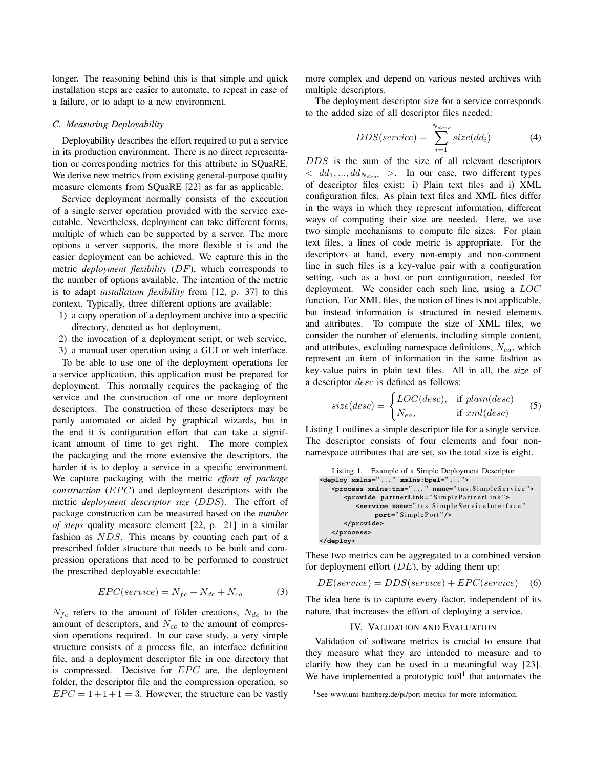longer. The reasoning behind this is that simple and quick installation steps are easier to automate, to repeat in case of a failure, or to adapt to a new environment.

### C. Measuring Deployability

Deployability describes the effort required to put a service in its production environment. There is no direct representation or corresponding metrics for this attribute in SQuaRE. We derive new metrics from existing general-purpose quality measure elements from SQuaRE [22] as far as applicable.

Service deployment normally consists of the execution of a single server operation provided with the service executable. Nevertheless, deployment can take different forms, multiple of which can be supported by a server. The more options a server supports, the more flexible it is and the easier deployment can be achieved. We capture this in the metric *deployment flexibility* ($DF$), which corresponds to the number of options available. The intention of the metric is to adapt *installation flexibility* from [12, p. 37] to this context. Typically, three different options are available:

1) a copy operation of a deployment archive into a specific directory, denoted as hot deployment,
2) the invocation of a deployment script, or web service,
3) a manual user operation using a GUI or web interface.

To be able to use one of the deployment operations for a service application, this application must be prepared for deployment. This normally requires the packaging of the service and the construction of one or more deployment descriptors. The construction of these descriptors may be partly automated or aided by graphical wizards, but in the end it is configuration effort that can take a significant amount of time to get right. The more complex the packaging and the more extensive the descriptors, the harder it is to deploy a service in a specific environment. We capture packaging with the metric *effort of package construction* ($EPC$) and deployment descriptors with the metric *deployment descriptor size* ($DDS$). The effort of package construction can be measured based on the *number of steps* quality measure element [22, p. 21] in a similar fashion as $NDS$. This means by counting each part of a prescribed folder structure that needs to be built and compression operations that need to be performed to construct the prescribed deployable executable:

$$EPC(service) = N_{fc} + N_{dc} + N_{co} \tag{3}$$

$N_{fc}$ refers to the amount of folder creations, $N_{dc}$ to the amount of descriptors, and $N_{co}$ to the amount of compression operations required. In our case study, a very simple structure consists of a process file, an interface definition file, and a deployment descriptor file in one directory that is compressed. Decisive for $EPC$ are, the deployment folder, the descriptor file and the compression operation, so $EPC = 1+1+1 = 3$. However, the structure can be vastly more complex and depend on various nested archives with multiple descriptors.

The deployment descriptor size for a service corresponds to the added size of all descriptor files needed:

$$DDS(service) = \sum_{i=1}^{N_{desc}} size(dd_i) \tag{4}$$

$DDS$ is the sum of the size of all relevant descriptors $< dd_1, ..., dd_{N_{desc}} >$. In our case, two different types of descriptor files exist: i) Plain text files and i) XML configuration files. As plain text files and XML files differ in the ways in which they represent information, different ways of computing their size are needed. Here, we use two simple mechanisms to compute file sizes. For plain text files, a lines of code metric is appropriate. For the descriptors at hand, every non-empty and non-comment line in such files is a key-value pair with a configuration setting, such as a host or port configuration, needed for deployment. We consider each such line, using a $LOC$ function. For XML files, the notion of lines is not applicable, but instead information is structured in nested elements and attributes. To compute the size of XML files, we consider the number of elements, including simple content, and attributes, excluding namespace definitions, $N_{ea}$, which represent an item of information in the same fashion as key-value pairs in plain text files. All in all, the ***size*** of a descriptor $desc$ is defined as follows:

$$size(desc) = \begin{cases} LOC(desc), & \text{if } plain(desc) \\ N_{ea}, & \text{if } xml(desc) \end{cases} \tag{5}$$

Listing 1 outlines a simple descriptor file for a single service. The descriptor consists of four elements and four non-namespace attributes that are set, so the total size is eight.

Listing 1. Example of a Simple Deployment Descriptor

```
<deploy xmlns="..." xmlns:bpel="...">
   <process xmlns:tns="..." name="tns:SimpleService">
      <provide partnerLink="SimplePartnerLink">
         <service name="tns:SimpleServiceInterface"
              port="SimplePort"/>
      </provide>
   </process>
</deploy>
```

These two metrics can be aggregated to a combined version for deployment effort ($DE$), by adding them up:

$$DE(service) = DDS(service) + EPC(service) \tag{6}$$

The idea here is to capture every factor, independent of its nature, that increases the effort of deploying a service.

## IV. Validation and Evaluation

Validation of software metrics is crucial to ensure that they measure what they are intended to measure and to clarify how they can be used in a meaningful way [23]. We have implemented a prototypic tool[1] that automates the

[1] See www.uni-bamberg.de/pi/port-metrics for more information.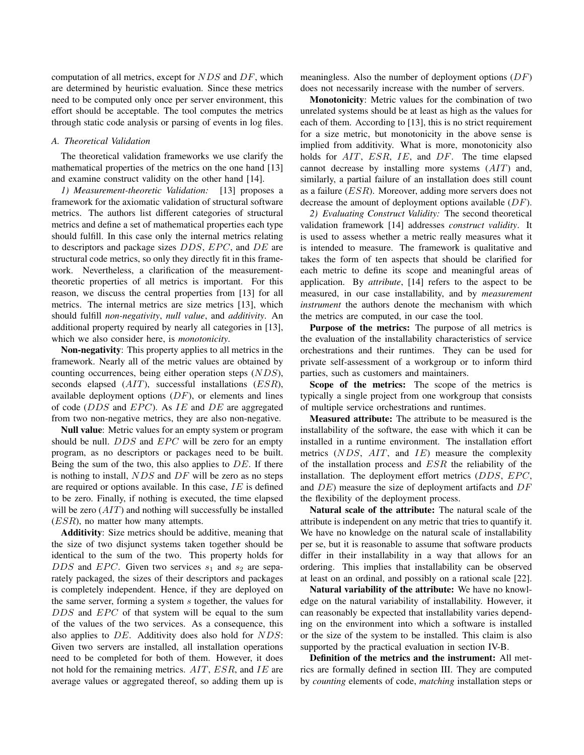computation of all metrics, except for $NDS$ and $DF$, which are determined by heuristic evaluation. Since these metrics need to be computed only once per server environment, this effort should be acceptable. The tool computes the metrics through static code analysis or parsing of events in log files.

### A. Theoretical Validation

The theoretical validation frameworks we use clarify the mathematical properties of the metrics on the one hand [13] and examine construct validity on the other hand [14].

*1) Measurement-theoretic Validation:* [13] proposes a framework for the axiomatic validation of structural software metrics. The authors list different categories of structural metrics and define a set of mathematical properties each type should fulfill. In this case only the internal metrics relating to descriptors and package sizes $DDS$, $EPC$, and $DE$ are structural code metrics, so only they directly fit in this framework. Nevertheless, a clarification of the measurement-theoretic properties of all metrics is important. For this reason, we discuss the central properties from [13] for all metrics. The internal metrics are size metrics [13], which should fulfill *non-negativity*, *null value*, and *additivity*. An additional property required by nearly all categories in [13], which we also consider here, is *monotonicity*.

**Non-negativity**: This property applies to all metrics in the framework. Nearly all of the metric values are obtained by counting occurrences, being either operation steps ($NDS$), seconds elapsed ($AIT$), successful installations ($ESR$), available deployment options ($DF$), or elements and lines of code ($DDS$ and $EPC$). As $IE$ and $DE$ are aggregated from two non-negative metrics, they are also non-negative.

**Null value**: Metric values for an empty system or program should be null. $DDS$ and $EPC$ will be zero for an empty program, as no descriptors or packages need to be built. Being the sum of the two, this also applies to $DE$. If there is nothing to install, $NDS$ and $DF$ will be zero as no steps are required or options available. In this case, $IE$ is defined to be zero. Finally, if nothing is executed, the time elapsed will be zero ($AIT$) and nothing will successfully be installed ($ESR$), no matter how many attempts.

**Additivity**: Size metrics should be additive, meaning that the size of two disjunct systems taken together should be identical to the sum of the two. This property holds for $DDS$ and $EPC$. Given two services $s_1$ and $s_2$ are separately packaged, the sizes of their descriptors and packages is completely independent. Hence, if they are deployed on the same server, forming a system $s$ together, the values for $DDS$ and $EPC$ of that system will be equal to the sum of the values of the two services. As a consequence, this also applies to $DE$. Additivity does also hold for $NDS$: Given two servers are installed, all installation operations need to be completed for both of them. However, it does not hold for the remaining metrics. $AIT$, $ESR$, and $IE$ are average values or aggregated thereof, so adding them up is meaningless. Also the number of deployment options ($DF$) does not necessarily increase with the number of servers.

**Monotonicity**: Metric values for the combination of two unrelated systems should be at least as high as the values for each of them. According to [13], this is no strict requirement for a size metric, but monotonicity in the above sense is implied from additivity. What is more, monotonicity also holds for $AIT$, $ESR$, $IE$, and $DF$. The time elapsed cannot decrease by installing more systems ($AIT$) and, similarly, a partial failure of an installation does still count as a failure ($ESR$). Moreover, adding more servers does not decrease the amount of deployment options available ($DF$).

*2) Evaluating Construct Validity:* The second theoretical validation framework [14] addresses *construct validity*. It is used to assess whether a metric really measures what it is intended to measure. The framework is qualitative and takes the form of ten aspects that should be clarified for each metric to define its scope and meaningful areas of application. By *attribute*, [14] refers to the aspect to be measured, in our case installability, and by *measurement instrument* the authors denote the mechanism with which the metrics are computed, in our case the tool.

**Purpose of the metrics:** The purpose of all metrics is the evaluation of the installability characteristics of service orchestrations and their runtimes. They can be used for private self-assessment of a workgroup or to inform third parties, such as customers and maintainers.

**Scope of the metrics:** The scope of the metrics is typically a single project from one workgroup that consists of multiple service orchestrations and runtimes.

**Measured attribute:** The attribute to be measured is the installability of the software, the ease with which it can be installed in a runtime environment. The installation effort metrics ($NDS$, $AIT$, and $IE$) measure the complexity of the installation process and $ESR$ the reliability of the installation. The deployment effort metrics ($DDS$, $EPC$, and $DE$) measure the size of deployment artifacts and $DF$ the flexibility of the deployment process.

**Natural scale of the attribute:** The natural scale of the attribute is independent on any metric that tries to quantify it. We have no knowledge on the natural scale of installability per se, but it is reasonable to assume that software products differ in their installability in a way that allows for an ordering. This implies that installability can be observed at least on an ordinal, and possibly on a rational scale [22].

**Natural variability of the attribute:** We have no knowledge on the natural variability of installability. However, it can reasonably be expected that installability varies depending on the environment into which a software is installed or the size of the system to be installed. This claim is also supported by the practical evaluation in section IV-B.

**Definition of the metrics and the instrument:** All metrics are formally defined in section III. They are computed by *counting* elements of code, *matching* installation steps or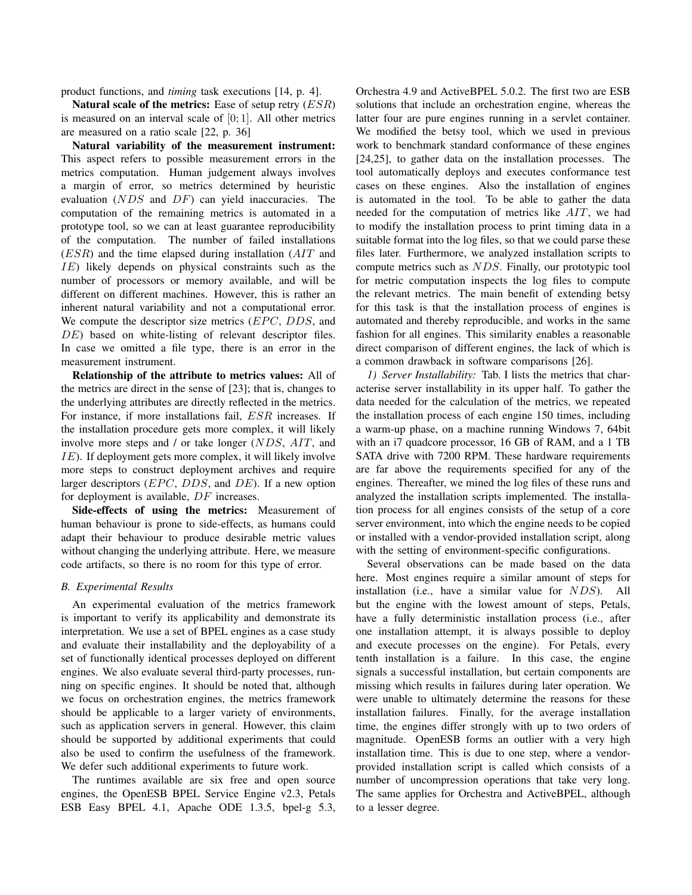product functions, and *timing* task executions [14, p. 4].

**Natural scale of the metrics:** Ease of setup retry ($ESR$) is measured on an interval scale of $[0;1]$. All other metrics are measured on a ratio scale [22, p. 36]

**Natural variability of the measurement instrument:** This aspect refers to possible measurement errors in the metrics computation. Human judgement always involves a margin of error, so metrics determined by heuristic evaluation ($NDS$ and $DF$) can yield inaccuracies. The computation of the remaining metrics is automated in a prototype tool, so we can at least guarantee reproducibility of the computation. The number of failed installations ($ESR$) and the time elapsed during installation ($AIT$ and $IE$) likely depends on physical constraints such as the number of processors or memory available, and will be different on different machines. However, this is rather an inherent natural variability and not a computational error. We compute the descriptor size metrics ($EPC$, $DDS$, and $DE$) based on white-listing of relevant descriptor files. In case we omitted a file type, there is an error in the measurement instrument.

**Relationship of the attribute to metrics values:** All of the metrics are direct in the sense of [23]; that is, changes to the underlying attributes are directly reflected in the metrics. For instance, if more installations fail, $ESR$ increases. If the installation procedure gets more complex, it will likely involve more steps and / or take longer ($NDS$, $AIT$, and $IE$). If deployment gets more complex, it will likely involve more steps to construct deployment archives and require larger descriptors ($EPC$, $DDS$, and $DE$). If a new option for deployment is available, $DF$ increases.

**Side-effects of using the metrics:** Measurement of human behaviour is prone to side-effects, as humans could adapt their behaviour to produce desirable metric values without changing the underlying attribute. Here, we measure code artifacts, so there is no room for this type of error.

### B. Experimental Results

An experimental evaluation of the metrics framework is important to verify its applicability and demonstrate its interpretation. We use a set of BPEL engines as a case study and evaluate their installability and the deployability of a set of functionally identical processes deployed on different engines. We also evaluate several third-party processes, running on specific engines. It should be noted that, although we focus on orchestration engines, the metrics framework should be applicable to a larger variety of environments, such as application servers in general. However, this claim should be supported by additional experiments that could also be used to confirm the usefulness of the framework. We defer such additional experiments to future work.

The runtimes available are six free and open source engines, the OpenESB BPEL Service Engine v2.3, Petals ESB Easy BPEL 4.1, Apache ODE 1.3.5, bpel-g 5.3, Orchestra 4.9 and ActiveBPEL 5.0.2. The first two are ESB solutions that include an orchestration engine, whereas the latter four are pure engines running in a servlet container. We modified the betsy tool, which we used in previous work to benchmark standard conformance of these engines [24,25], to gather data on the installation processes. The tool automatically deploys and executes conformance test cases on these engines. Also the installation of engines is automated in the tool. To be able to gather the data needed for the computation of metrics like $AIT$, we had to modify the installation process to print timing data in a suitable format into the log files, so that we could parse these files later. Furthermore, we analyzed installation scripts to compute metrics such as $NDS$. Finally, our prototypic tool for metric computation inspects the log files to compute the relevant metrics. The main benefit of extending betsy for this task is that the installation process of engines is automated and thereby reproducible, and works in the same fashion for all engines. This similarity enables a reasonable direct comparison of different engines, the lack of which is a common drawback in software comparisons [26].

*1) Server Installability:* Tab. I lists the metrics that characterise server installability in its upper half. To gather the data needed for the calculation of the metrics, we repeated the installation process of each engine 150 times, including a warm-up phase, on a machine running Windows 7, 64bit with an i7 quadcore processor, 16 GB of RAM, and a 1 TB SATA drive with 7200 RPM. These hardware requirements are far above the requirements specified for any of the engines. Thereafter, we mined the log files of these runs and analyzed the installation scripts implemented. The installation process for all engines consists of the setup of a core server environment, into which the engine needs to be copied or installed with a vendor-provided installation script, along with the setting of environment-specific configurations.

Several observations can be made based on the data here. Most engines require a similar amount of steps for installation (i.e., have a similar value for $NDS$). All but the engine with the lowest amount of steps, Petals, have a fully deterministic installation process (i.e., after one installation attempt, it is always possible to deploy and execute processes on the engine). For Petals, every tenth installation is a failure. In this case, the engine signals a successful installation, but certain components are missing which results in failures during later operation. We were unable to ultimately determine the reasons for these installation failures. Finally, for the average installation time, the engines differ strongly with up to two orders of magnitude. OpenESB forms an outlier with a very high installation time. This is due to one step, where a vendor-provided installation script is called which consists of a number of uncompression operations that take very long. The same applies for Orchestra and ActiveBPEL, although to a lesser degree.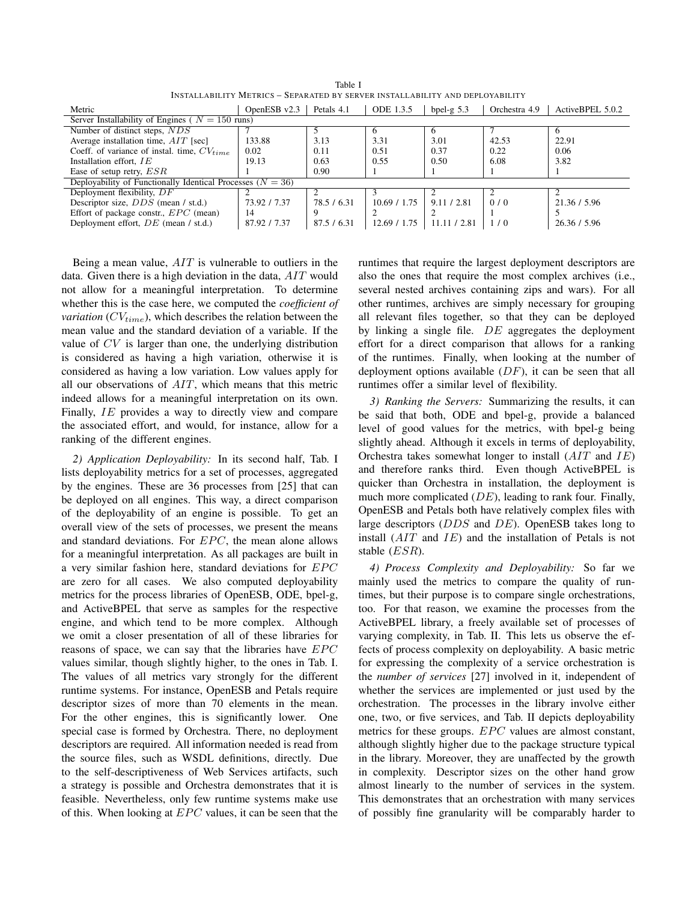Table I
INSTALLABILITY METRICS – SEPARATED BY SERVER INSTALLABILITY AND DEPLOYABILITY

| Metric | OpenESB v2.3 | Petals 4.1 | ODE 1.3.5 | bpel-g 5.3 | Orchestra 4.9 | ActiveBPEL 5.0.2 |
|---|---|---|---|---|---|---|
| Server Installability of Engines ( $N = 150$ runs) | | | | | | |
| Number of distinct steps, $NDS$ | 7 | 5 | 6 | 6 | 7 | 6 |
| Average installation time, $AIT$ [sec] | 133.88 | 3.13 | 3.31 | 3.01 | 42.53 | 22.91 |
| Coeff. of variance of instal. time, $CV_{time}$ | 0.02 | 0.11 | 0.51 | 0.37 | 0.22 | 0.06 |
| Installation effort, $IE$ | 19.13 | 0.63 | 0.55 | 0.50 | 6.08 | 3.82 |
| Ease of setup retry, $ESR$ | 1 | 0.90 | 1 | 1 | 1 | 1 |
| Deployability of Functionally Identical Processes ($N = 36$) | | | | | | |
| Deployment flexibility, $DF$ | 2 | 2 | 3 | 2 | 2 | 2 |
| Descriptor size, $DDS$ (mean / st.d.) | 73.92 / 7.37 | 78.5 / 6.31 | 10.69 / 1.75 | 9.11 / 2.81 | 0 / 0 | 21.36 / 5.96 |
| Effort of package constr., $EPC$ (mean) | 14 | 9 | 2 | 2 | 1 | 5 |
| Deployment effort, $DE$ (mean / st.d.) | 87.92 / 7.37 | 87.5 / 6.31 | 12.69 / 1.75 | 11.11 / 2.81 | 1 / 0 | 26.36 / 5.96 |

Being a mean value, $AIT$ is vulnerable to outliers in the data. Given there is a high deviation in the data, $AIT$ would not allow for a meaningful interpretation. To determine whether this is the case here, we computed the *coefficient of variation* ($CV_{time}$), which describes the relation between the mean value and the standard deviation of a variable. If the value of $CV$ is larger than one, the underlying distribution is considered as having a high variation, otherwise it is considered as having a low variation. Low values apply for all our observations of $AIT$, which means that this metric indeed allows for a meaningful interpretation on its own. Finally, $IE$ provides a way to directly view and compare the associated effort, and would, for instance, allow for a ranking of the different engines.

*2) Application Deployability:* In its second half, Tab. I lists deployability metrics for a set of processes, aggregated by the engines. These are 36 processes from [25] that can be deployed on all engines. This way, a direct comparison of the deployability of an engine is possible. To get an overall view of the sets of processes, we present the means and standard deviations. For $EPC$, the mean alone allows for a meaningful interpretation. As all packages are built in a very similar fashion here, standard deviations for $EPC$ are zero for all cases. We also computed deployability metrics for the process libraries of OpenESB, ODE, bpel-g, and ActiveBPEL that serve as samples for the respective engine, and which tend to be more complex. Although we omit a closer presentation of all of these libraries for reasons of space, we can say that the libraries have $EPC$ values similar, though slightly higher, to the ones in Tab. I. The values of all metrics vary strongly for the different runtime systems. For instance, OpenESB and Petals require descriptor sizes of more than 70 elements in the mean. For the other engines, this is significantly lower. One special case is formed by Orchestra. There, no deployment descriptors are required. All information needed is read from the source files, such as WSDL definitions, directly. Due to the self-descriptiveness of Web Services artifacts, such a strategy is possible and Orchestra demonstrates that it is feasible. Nevertheless, only few runtime systems make use of this. When looking at $EPC$ values, it can be seen that the runtimes that require the largest deployment descriptors are also the ones that require the most complex archives (i.e., several nested archives containing zips and wars). For all other runtimes, archives are simply necessary for grouping all relevant files together, so that they can be deployed by linking a single file. $DE$ aggregates the deployment effort for a direct comparison that allows for a ranking of the runtimes. Finally, when looking at the number of deployment options available ($DF$), it can be seen that all runtimes offer a similar level of flexibility.

*3) Ranking the Servers:* Summarizing the results, it can be said that both, ODE and bpel-g, provide a balanced level of good values for the metrics, with bpel-g being slightly ahead. Although it excels in terms of deployability, Orchestra takes somewhat longer to install ($AIT$ and $IE$) and therefore ranks third. Even though ActiveBPEL is quicker than Orchestra in installation, the deployment is much more complicated ($DE$), leading to rank four. Finally, OpenESB and Petals both have relatively complex files with large descriptors ($DDS$ and $DE$). OpenESB takes long to install ($AIT$ and $IE$) and the installation of Petals is not stable ($ESR$).

*4) Process Complexity and Deployability:* So far we mainly used the metrics to compare the quality of runtimes, but their purpose is to compare single orchestrations, too. For that reason, we examine the processes from the ActiveBPEL library, a freely available set of processes of varying complexity, in Tab. II. This lets us observe the effects of process complexity on deployability. A basic metric for expressing the complexity of a service orchestration is the *number of services* [27] involved in it, independent of whether the services are implemented or just used by the orchestration. The processes in the library involve either one, two, or five services, and Tab. II depicts deployability metrics for these groups. $EPC$ values are almost constant, although slightly higher due to the package structure typical in the library. Moreover, they are unaffected by the growth in complexity. Descriptor sizes on the other hand grow almost linearly to the number of services in the system. This demonstrates that an orchestration with many services of possibly fine granularity will be comparably harder to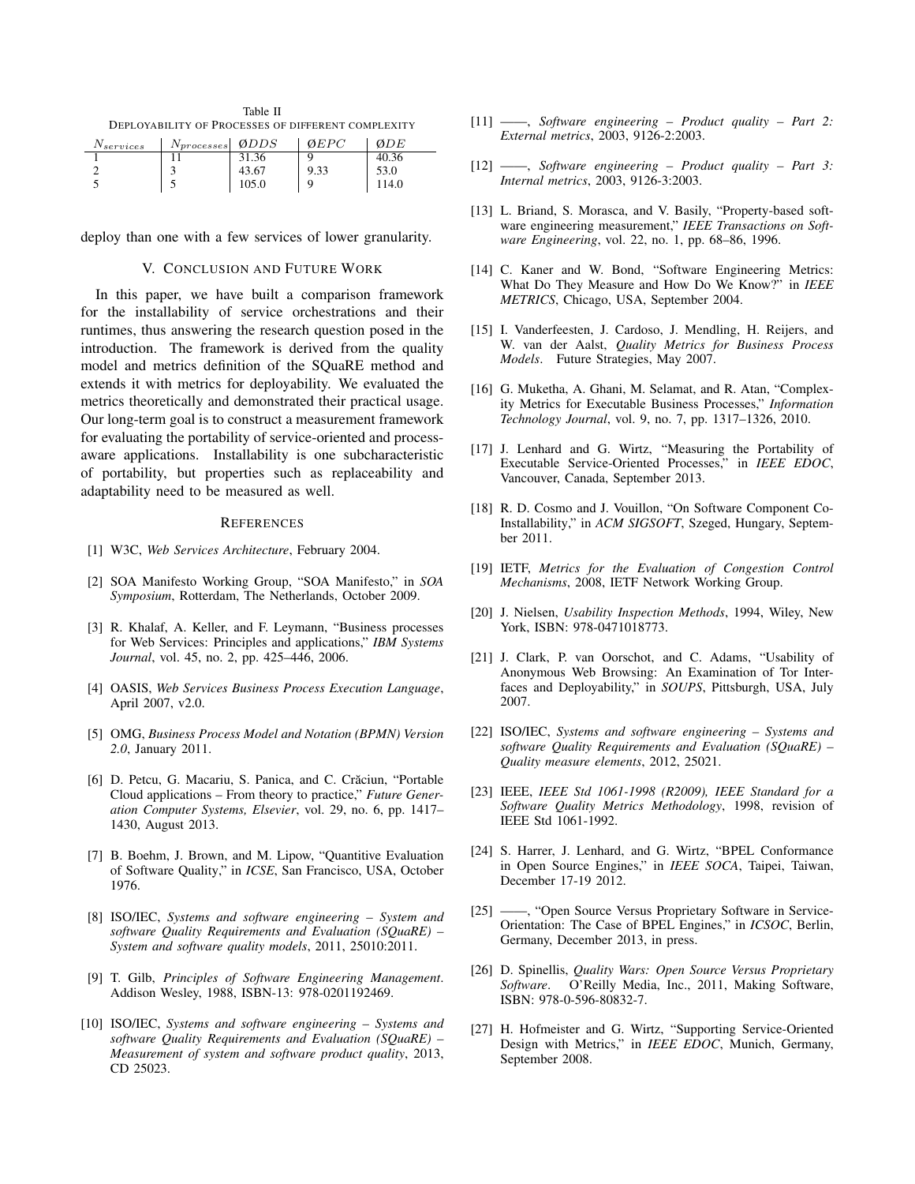Table II
DEPLOYABILITY OF PROCESSES OF DIFFERENT COMPLEXITY

| $N_{services}$ | $N_{processes}$ | $ØDDS$ | $ØEPC$ | $ØDE$ |
|---|---|---|---|---|
| 1 | 11 | 31.36 | 9 | 40.36 |
| 2 | 3 | 43.67 | 9.33 | 53.0 |
| 5 | 5 | 105.0 | 9 | 114.0 |

deploy than one with a few services of lower granularity.

## V. CONCLUSION AND FUTURE WORK

In this paper, we have built a comparison framework for the installability of service orchestrations and their runtimes, thus answering the research question posed in the introduction. The framework is derived from the quality model and metrics definition of the SQuaRE method and extends it with metrics for deployability. We evaluated the metrics theoretically and demonstrated their practical usage. Our long-term goal is to construct a measurement framework for evaluating the portability of service-oriented and process-aware applications. Installability is one subcharacteristic of portability, but properties such as replaceability and adaptability need to be measured as well.

## REFERENCES

[1] W3C, *Web Services Architecture*, February 2004.

[2] SOA Manifesto Working Group, "SOA Manifesto," in *SOA Symposium*, Rotterdam, The Netherlands, October 2009.

[3] R. Khalaf, A. Keller, and F. Leymann, "Business processes for Web Services: Principles and applications," *IBM Systems Journal*, vol. 45, no. 2, pp. 425–446, 2006.

[4] OASIS, *Web Services Business Process Execution Language*, April 2007, v2.0.

[5] OMG, *Business Process Model and Notation (BPMN) Version 2.0*, January 2011.

[6] D. Petcu, G. Macariu, S. Panica, and C. Crăciun, "Portable Cloud applications – From theory to practice," *Future Generation Computer Systems, Elsevier*, vol. 29, no. 6, pp. 1417–1430, August 2013.

[7] B. Boehm, J. Brown, and M. Lipow, "Quantitive Evaluation of Software Quality," in *ICSE*, San Francisco, USA, October 1976.

[8] ISO/IEC, *Systems and software engineering – System and software Quality Requirements and Evaluation (SQuaRE) – System and software quality models*, 2011, 25010:2011.

[9] T. Gilb, *Principles of Software Engineering Management*. Addison Wesley, 1988, ISBN-13: 978-0201192469.

[10] ISO/IEC, *Systems and software engineering – Systems and software Quality Requirements and Evaluation (SQuaRE) – Measurement of system and software product quality*, 2013, CD 25023.

[11] ——, *Software engineering – Product quality – Part 2: External metrics*, 2003, 9126-2:2003.

[12] ——, *Software engineering – Product quality – Part 3: Internal metrics*, 2003, 9126-3:2003.

[13] L. Briand, S. Morasca, and V. Basily, "Property-based software engineering measurement," *IEEE Transactions on Software Engineering*, vol. 22, no. 1, pp. 68–86, 1996.

[14] C. Kaner and W. Bond, "Software Engineering Metrics: What Do They Measure and How Do We Know?" in *IEEE METRICS*, Chicago, USA, September 2004.

[15] I. Vanderfeesten, J. Cardoso, J. Mendling, H. Reijers, and W. van der Aalst, *Quality Metrics for Business Process Models*. Future Strategies, May 2007.

[16] G. Muketha, A. Ghani, M. Selamat, and R. Atan, "Complexity Metrics for Executable Business Processes," *Information Technology Journal*, vol. 9, no. 7, pp. 1317–1326, 2010.

[17] J. Lenhard and G. Wirtz, "Measuring the Portability of Executable Service-Oriented Processes," in *IEEE EDOC*, Vancouver, Canada, September 2013.

[18] R. D. Cosmo and J. Vouillon, "On Software Component Co-Installability," in *ACM SIGSOFT*, Szeged, Hungary, September 2011.

[19] IETF, *Metrics for the Evaluation of Congestion Control Mechanisms*, 2008, IETF Network Working Group.

[20] J. Nielsen, *Usability Inspection Methods*, 1994, Wiley, New York, ISBN: 978-0471018773.

[21] J. Clark, P. van Oorschot, and C. Adams, "Usability of Anonymous Web Browsing: An Examination of Tor Interfaces and Deployability," in *SOUPS*, Pittsburgh, USA, July 2007.

[22] ISO/IEC, *Systems and software engineering – Systems and software Quality Requirements and Evaluation (SQuaRE) – Quality measure elements*, 2012, 25021.

[23] IEEE, *IEEE Std 1061-1998 (R2009), IEEE Standard for a Software Quality Metrics Methodology*, 1998, revision of IEEE Std 1061-1992.

[24] S. Harrer, J. Lenhard, and G. Wirtz, "BPEL Conformance in Open Source Engines," in *IEEE SOCA*, Taipei, Taiwan, December 17-19 2012.

[25] ——, "Open Source Versus Proprietary Software in Service-Orientation: The Case of BPEL Engines," in *ICSOC*, Berlin, Germany, December 2013, in press.

[26] D. Spinellis, *Quality Wars: Open Source Versus Proprietary Software*. O'Reilly Media, Inc., 2011, Making Software, ISBN: 978-0-596-80832-7.

[27] H. Hofmeister and G. Wirtz, "Supporting Service-Oriented Design with Metrics," in *IEEE EDOC*, Munich, Germany, September 2008.